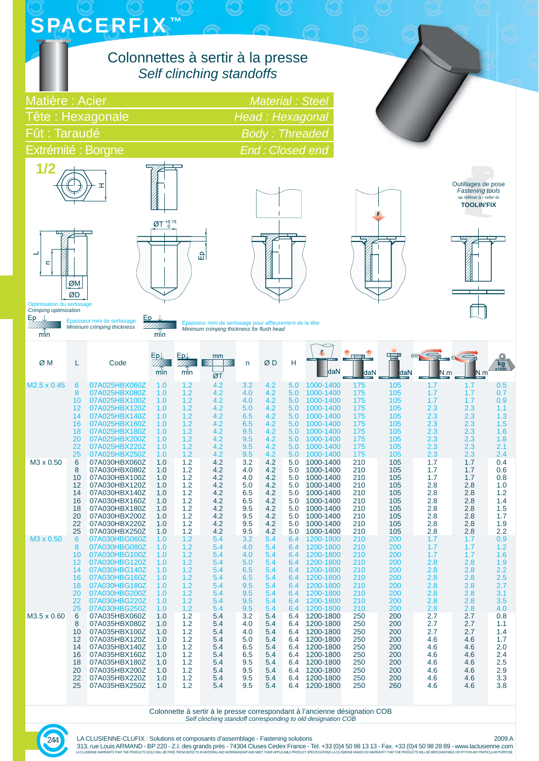# SPACERFIX™

## Colonnettes à sertir à la presse
*Self clinching standoffs*

| | |
|---|---|
| Matière : Acier | *Material : Steel* |
| Tête : Hexagonale | *Head : Hexagonal* |
| Fût : Taraudé | *Body : Threaded* |
| Extrémité : Borgne | *End : Closed end* |

1/2

Outillages de pose
*Fastening tools*
se référer à / refer to
**TOOLIN'FIX**

Optimisation du sertissage
*Crimping optimization*

Ep min — Épaisseur mini de sertissage / *Minimum crimping thickness*

Ep min — Épaisseur mini de sertissage pour affleurement de la tête / *Minimum crimping thickness for flush head*

| Ø M | L | Code | Ep min | Ep min (flush) | mm ØT | n | Ø D | H | F daN | daN | daN | N.m | N.m | kg x1000 |
|---|---|---|---|---|---|---|---|---|---|---|---|---|---|---|
| M2.5 x 0.45 | 6 | 07A025HBX060Z | 1.0 | 1.2 | 4.2 | 3.2 | 4.2 | 5.0 | 1000-1400 | 175 | 105 | 1.7 | 1.7 | 0.5 |
| | 8 | 07A025HBX080Z | 1.0 | 1.2 | 4.2 | 4.0 | 4.2 | 5.0 | 1000-1400 | 175 | 105 | 1.7 | 1.7 | 0.7 |
| | 10 | 07A025HBX100Z | 1.0 | 1.2 | 4.2 | 4.0 | 4.2 | 5.0 | 1000-1400 | 175 | 105 | 1.7 | 1.7 | 0.9 |
| | 12 | 07A025HBX120Z | 1.0 | 1.2 | 4.2 | 5.0 | 4.2 | 5.0 | 1000-1400 | 175 | 105 | 2.3 | 2.3 | 1.1 |
| | 14 | 07A025HBX140Z | 1.0 | 1.2 | 4.2 | 6.5 | 4.2 | 5.0 | 1000-1400 | 175 | 105 | 2.3 | 2.3 | 1.3 |
| | 16 | 07A025HBX160Z | 1.0 | 1.2 | 4.2 | 6.5 | 4.2 | 5.0 | 1000-1400 | 175 | 105 | 2.3 | 2.3 | 1.5 |
| | 18 | 07A025HBX180Z | 1.0 | 1.2 | 4.2 | 9.5 | 4.2 | 5.0 | 1000-1400 | 175 | 105 | 2.3 | 2.3 | 1.6 |
| | 20 | 07A025HBX200Z | 1.0 | 1.2 | 4.2 | 9.5 | 4.2 | 5.0 | 1000-1400 | 175 | 105 | 2.3 | 2.3 | 1.8 |
| | 22 | 07A025HBX220Z | 1.0 | 1.2 | 4.2 | 9.5 | 4.2 | 5.0 | 1000-1400 | 175 | 105 | 2.3 | 2.3 | 2.1 |
| | 25 | 07A025HBX250Z | 1.0 | 1.2 | 4.2 | 9.5 | 4.2 | 5.0 | 1000-1400 | 175 | 105 | 2.3 | 2.3 | 2.4 |
| M3 x 0.50 | 6 | 07A030HBX060Z | 1.0 | 1.2 | 4.2 | 3.2 | 4.2 | 5.0 | 1000-1400 | 210 | 105 | 1.7 | 1.7 | 0.4 |
| | 8 | 07A030HBX080Z | 1.0 | 1.2 | 4.2 | 4.0 | 4.2 | 5.0 | 1000-1400 | 210 | 105 | 1.7 | 1.7 | 0.6 |
| | 10 | 07A030HBX100Z | 1.0 | 1.2 | 4.2 | 4.0 | 4.2 | 5.0 | 1000-1400 | 210 | 105 | 1.7 | 1.7 | 0.8 |
| | 12 | 07A030HBX120Z | 1.0 | 1.2 | 4.2 | 5.0 | 4.2 | 5.0 | 1000-1400 | 210 | 105 | 2.8 | 2.8 | 1.0 |
| | 14 | 07A030HBX140Z | 1.0 | 1.2 | 4.2 | 6.5 | 4.2 | 5.0 | 1000-1400 | 210 | 105 | 2.8 | 2.8 | 1.2 |
| | 16 | 07A030HBX160Z | 1.0 | 1.2 | 4.2 | 6.5 | 4.2 | 5.0 | 1000-1400 | 210 | 105 | 2.8 | 2.8 | 1.4 |
| | 18 | 07A030HBX180Z | 1.0 | 1.2 | 4.2 | 9.5 | 4.2 | 5.0 | 1000-1400 | 210 | 105 | 2.8 | 2.8 | 1.5 |
| | 20 | 07A030HBX200Z | 1.0 | 1.2 | 4.2 | 9.5 | 4.2 | 5.0 | 1000-1400 | 210 | 105 | 2.8 | 2.8 | 1.7 |
| | 22 | 07A030HBX220Z | 1.0 | 1.2 | 4.2 | 9.5 | 4.2 | 5.0 | 1000-1400 | 210 | 105 | 2.8 | 2.8 | 1.9 |
| | 25 | 07A030HBX250Z | 1.0 | 1.2 | 4.2 | 9.5 | 4.2 | 5.0 | 1000-1400 | 210 | 105 | 2.8 | 2.8 | 2.2 |
| M3 x 0.50 | 6 | 07A030HBG060Z | 1.0 | 1.2 | 5.4 | 3.2 | 5.4 | 6.4 | 1200-1800 | 210 | 200 | 1.7 | 1.7 | 0.9 |
| | 8 | 07A030HBG080Z | 1.0 | 1.2 | 5.4 | 4.0 | 5.4 | 6.4 | 1200-1800 | 210 | 200 | 1.7 | 1.7 | 1.2 |
| | 10 | 07A030HBG100Z | 1.0 | 1.2 | 5.4 | 4.0 | 5.4 | 6.4 | 1200-1800 | 210 | 200 | 1.7 | 1.7 | 1.6 |
| | 12 | 07A030HBG120Z | 1.0 | 1.2 | 5.4 | 5.0 | 5.4 | 6.4 | 1200-1800 | 210 | 200 | 2.8 | 2.8 | 1.9 |
| | 14 | 07A030HBG140Z | 1.0 | 1.2 | 5.4 | 6.5 | 5.4 | 6.4 | 1200-1800 | 210 | 200 | 2.8 | 2.8 | 2.2 |
| | 16 | 07A030HBG160Z | 1.0 | 1.2 | 5.4 | 6.5 | 5.4 | 6.4 | 1200-1800 | 210 | 200 | 2.8 | 2.8 | 2.5 |
| | 18 | 07A030HBG180Z | 1.0 | 1.2 | 5.4 | 9.5 | 5.4 | 6.4 | 1200-1800 | 210 | 200 | 2.8 | 2.8 | 2.7 |
| | 20 | 07A030HBG200Z | 1.0 | 1.2 | 5.4 | 9.5 | 5.4 | 6.4 | 1200-1800 | 210 | 200 | 2.8 | 2.8 | 3.1 |
| | 22 | 07A030HBG220Z | 1.0 | 1.2 | 5.4 | 9.5 | 5.4 | 6.4 | 1200-1800 | 210 | 200 | 2.8 | 2.8 | 3.5 |
| | 25 | 07A030HBG250Z | 1.0 | 1.2 | 5.4 | 9.5 | 5.4 | 6.4 | 1200-1800 | 210 | 200 | 2.8 | 2.8 | 4.0 |
| M3.5 x 0.60 | 6 | 07A035HBX060Z | 1.0 | 1.2 | 5.4 | 3.2 | 5.4 | 6.4 | 1200-1800 | 250 | 200 | 2.7 | 2.7 | 0.8 |
| | 8 | 07A035HBX080Z | 1.0 | 1.2 | 5.4 | 4.0 | 5.4 | 6.4 | 1200-1800 | 250 | 200 | 2.7 | 2.7 | 1.1 |
| | 10 | 07A035HBX100Z | 1.0 | 1.2 | 5.4 | 4.0 | 5.4 | 6.4 | 1200-1800 | 250 | 200 | 2.7 | 2.7 | 1.4 |
| | 12 | 07A035HBX120Z | 1.0 | 1.2 | 5.4 | 5.0 | 5.4 | 6.4 | 1200-1800 | 250 | 200 | 4.6 | 4.6 | 1.7 |
| | 14 | 07A035HBX140Z | 1.0 | 1.2 | 5.4 | 6.5 | 5.4 | 6.4 | 1200-1800 | 250 | 200 | 4.6 | 4.6 | 2.0 |
| | 16 | 07A035HBX160Z | 1.0 | 1.2 | 5.4 | 6.5 | 5.4 | 6.4 | 1200-1800 | 250 | 200 | 4.6 | 4.6 | 2.4 |
| | 18 | 07A035HBX180Z | 1.0 | 1.2 | 5.4 | 9.5 | 5.4 | 6.4 | 1200-1800 | 250 | 200 | 4.6 | 4.6 | 2.5 |
| | 20 | 07A035HBX200Z | 1.0 | 1.2 | 5.4 | 9.5 | 5.4 | 6.4 | 1200-1800 | 250 | 200 | 4.6 | 4.6 | 2.9 |
| | 22 | 07A035HBX220Z | 1.0 | 1.2 | 5.4 | 9.5 | 5.4 | 6.4 | 1200-1800 | 250 | 200 | 4.6 | 4.6 | 3.3 |
| | 25 | 07A035HBX250Z | 1.0 | 1.2 | 5.4 | 9.5 | 5.4 | 6.4 | 1200-1800 | 250 | 260 | 4.6 | 4.6 | 3.8 |

Colonnette à sertir à la presse correspondant à l'ancienne désignation COB
*Self clinching standoff corresponding to old designation COB*

LA CLUSIENNE-CLUFIX : Solutions et composants d'assemblage - Fastening solutions — 2009.A
313, rue Louis ARMAND - BP 220 - Z.I. des grands prés - 74304 Cluses Cedex France - Tel. +33 (0)4 50 98 13 13 - Fax. +33 (0)4 50 98 28 89 - www.laclusienne.com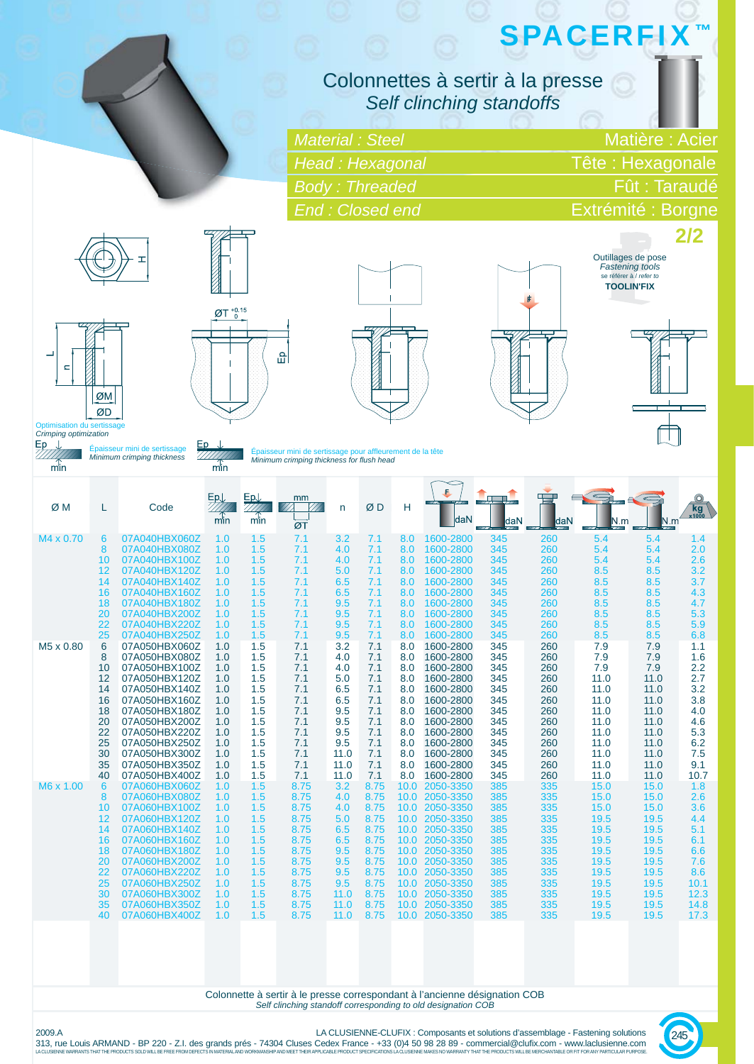# SPACERFIX™

## Colonnettes à sertir à la presse
*Self clinching standoffs*

| | |
|---|---|
| *Material : Steel* | Matière : Acier |
| *Head : Hexagonal* | Tête : Hexagonale |
| *Body : Threaded* | Fût : Taraudé |
| *End : Closed end* | Extrémité : Borgne |

**2/2**

Outillages de pose
*Fastening tools*
se référer à / refer to
**TOOLIN'FIX**

H

L

n

ØM

ØD

ØT $^{+0.15}_{0}$

Ep

F

Optimisation du sertissage
*Crimping optimization*

Ep min — Épaisseur mini de sertissage
*Minimum crimping thickness*

Ep min — Épaisseur mini de sertissage pour affleurement de la tête
*Minimum crimping thickness for flush head*

| Ø M | L | Code | Ep min | Ep min | mm ØT | n | Ø D | H | F daN | daN | daN | N.m | N.m | kg x1000 |
|---|---|---|---|---|---|---|---|---|---|---|---|---|---|---|
| M4 x 0.70 | 6 | 07A040HBX060Z | 1.0 | 1.5 | 7.1 | 3.2 | 7.1 | 8.0 | 1600-2800 | 345 | 260 | 5.4 | 5.4 | 1.4 |
| | 8 | 07A040HBX080Z | 1.0 | 1.5 | 7.1 | 4.0 | 7.1 | 8.0 | 1600-2800 | 345 | 260 | 5.4 | 5.4 | 2.0 |
| | 10 | 07A040HBX100Z | 1.0 | 1.5 | 7.1 | 4.0 | 7.1 | 8.0 | 1600-2800 | 345 | 260 | 5.4 | 5.4 | 2.6 |
| | 12 | 07A040HBX120Z | 1.0 | 1.5 | 7.1 | 5.0 | 7.1 | 8.0 | 1600-2800 | 345 | 260 | 8.5 | 8.5 | 3.2 |
| | 14 | 07A040HBX140Z | 1.0 | 1.5 | 7.1 | 6.5 | 7.1 | 8.0 | 1600-2800 | 345 | 260 | 8.5 | 8.5 | 3.7 |
| | 16 | 07A040HBX160Z | 1.0 | 1.5 | 7.1 | 6.5 | 7.1 | 8.0 | 1600-2800 | 345 | 260 | 8.5 | 8.5 | 4.3 |
| | 18 | 07A040HBX180Z | 1.0 | 1.5 | 7.1 | 9.5 | 7.1 | 8.0 | 1600-2800 | 345 | 260 | 8.5 | 8.5 | 4.7 |
| | 20 | 07A040HBX200Z | 1.0 | 1.5 | 7.1 | 9.5 | 7.1 | 8.0 | 1600-2800 | 345 | 260 | 8.5 | 8.5 | 5.3 |
| | 22 | 07A040HBX220Z | 1.0 | 1.5 | 7.1 | 9.5 | 7.1 | 8.0 | 1600-2800 | 345 | 260 | 8.5 | 8.5 | 5.9 |
| | 25 | 07A040HBX250Z | 1.0 | 1.5 | 7.1 | 9.5 | 7.1 | 8.0 | 1600-2800 | 345 | 260 | 8.5 | 8.5 | 6.8 |
| M5 x 0.80 | 6 | 07A050HBX060Z | 1.0 | 1.5 | 7.1 | 3.2 | 7.1 | 8.0 | 1600-2800 | 345 | 260 | 7.9 | 7.9 | 1.1 |
| | 8 | 07A050HBX080Z | 1.0 | 1.5 | 7.1 | 4.0 | 7.1 | 8.0 | 1600-2800 | 345 | 260 | 7.9 | 7.9 | 1.6 |
| | 10 | 07A050HBX100Z | 1.0 | 1.5 | 7.1 | 4.0 | 7.1 | 8.0 | 1600-2800 | 345 | 260 | 7.9 | 7.9 | 2.2 |
| | 12 | 07A050HBX120Z | 1.0 | 1.5 | 7.1 | 5.0 | 7.1 | 8.0 | 1600-2800 | 345 | 260 | 11.0 | 11.0 | 2.7 |
| | 14 | 07A050HBX140Z | 1.0 | 1.5 | 7.1 | 6.5 | 7.1 | 8.0 | 1600-2800 | 345 | 260 | 11.0 | 11.0 | 3.2 |
| | 16 | 07A050HBX160Z | 1.0 | 1.5 | 7.1 | 6.5 | 7.1 | 8.0 | 1600-2800 | 345 | 260 | 11.0 | 11.0 | 3.8 |
| | 18 | 07A050HBX180Z | 1.0 | 1.5 | 7.1 | 9.5 | 7.1 | 8.0 | 1600-2800 | 345 | 260 | 11.0 | 11.0 | 4.0 |
| | 20 | 07A050HBX200Z | 1.0 | 1.5 | 7.1 | 9.5 | 7.1 | 8.0 | 1600-2800 | 345 | 260 | 11.0 | 11.0 | 4.6 |
| | 22 | 07A050HBX220Z | 1.0 | 1.5 | 7.1 | 9.5 | 7.1 | 8.0 | 1600-2800 | 345 | 260 | 11.0 | 11.0 | 5.3 |
| | 25 | 07A050HBX250Z | 1.0 | 1.5 | 7.1 | 9.5 | 7.1 | 8.0 | 1600-2800 | 345 | 260 | 11.0 | 11.0 | 6.2 |
| | 30 | 07A050HBX300Z | 1.0 | 1.5 | 7.1 | 11.0 | 7.1 | 8.0 | 1600-2800 | 345 | 260 | 11.0 | 11.0 | 7.5 |
| | 35 | 07A050HBX350Z | 1.0 | 1.5 | 7.1 | 11.0 | 7.1 | 8.0 | 1600-2800 | 345 | 260 | 11.0 | 11.0 | 9.1 |
| | 40 | 07A050HBX400Z | 1.0 | 1.5 | 7.1 | 11.0 | 7.1 | 8.0 | 1600-2800 | 345 | 260 | 11.0 | 11.0 | 10.7 |
| M6 x 1.00 | 6 | 07A060HBX060Z | 1.0 | 1.5 | 8.75 | 3.2 | 8.75 | 10.0 | 2050-3350 | 385 | 335 | 15.0 | 15.0 | 1.8 |
| | 8 | 07A060HBX080Z | 1.0 | 1.5 | 8.75 | 4.0 | 8.75 | 10.0 | 2050-3350 | 385 | 335 | 15.0 | 15.0 | 2.6 |
| | 10 | 07A060HBX100Z | 1.0 | 1.5 | 8.75 | 4.0 | 8.75 | 10.0 | 2050-3350 | 385 | 335 | 15.0 | 15.0 | 3.6 |
| | 12 | 07A060HBX120Z | 1.0 | 1.5 | 8.75 | 5.0 | 8.75 | 10.0 | 2050-3350 | 385 | 335 | 19.5 | 19.5 | 4.4 |
| | 14 | 07A060HBX140Z | 1.0 | 1.5 | 8.75 | 6.5 | 8.75 | 10.0 | 2050-3350 | 385 | 335 | 19.5 | 19.5 | 5.1 |
| | 16 | 07A060HBX160Z | 1.0 | 1.5 | 8.75 | 6.5 | 8.75 | 10.0 | 2050-3350 | 385 | 335 | 19.5 | 19.5 | 6.1 |
| | 18 | 07A060HBX180Z | 1.0 | 1.5 | 8.75 | 9.5 | 8.75 | 10.0 | 2050-3350 | 385 | 335 | 19.5 | 19.5 | 6.6 |
| | 20 | 07A060HBX200Z | 1.0 | 1.5 | 8.75 | 9.5 | 8.75 | 10.0 | 2050-3350 | 385 | 335 | 19.5 | 19.5 | 7.6 |
| | 22 | 07A060HBX220Z | 1.0 | 1.5 | 8.75 | 9.5 | 8.75 | 10.0 | 2050-3350 | 385 | 335 | 19.5 | 19.5 | 8.6 |
| | 25 | 07A060HBX250Z | 1.0 | 1.5 | 8.75 | 9.5 | 8.75 | 10.0 | 2050-3350 | 385 | 335 | 19.5 | 19.5 | 10.1 |
| | 30 | 07A060HBX300Z | 1.0 | 1.5 | 8.75 | 11.0 | 8.75 | 10.0 | 2050-3350 | 385 | 335 | 19.5 | 19.5 | 12.3 |
| | 35 | 07A060HBX350Z | 1.0 | 1.5 | 8.75 | 11.0 | 8.75 | 10.0 | 2050-3350 | 385 | 335 | 19.5 | 19.5 | 14.8 |
| | 40 | 07A060HBX400Z | 1.0 | 1.5 | 8.75 | 11.0 | 8.75 | 10.0 | 2050-3350 | 385 | 335 | 19.5 | 19.5 | 17.3 |

Colonnette à sertir à le presse correspondant à l'ancienne désignation COB
*Self clinching standoff corresponding to old designation COB*

2009.A

LA CLUSIENNE-CLUFIX : Composants et solutions d'assemblage - Fastening solutions
313, rue Louis ARMAND - BP 220 - Z.I. des grands prés - 74304 Cluses Cedex France - +33 (0)4 50 98 28 89 - commercial@clufix.com - www.laclusienne.com
LA CLUSIENNE WARRANTS THAT THE PRODUCTS SOLD WILL BE FREE FROM DEFECTS IN MATERIAL AND WORKMANSHIP AND MEET THEIR APPLICABLE PRODUCT SPECIFICATIONS LA CLUSIENNE MAKES NO WARRANTY THAT THE PRODUCTS WILL BE MERCHANTABLE OR FIT FOR ANY PARTICULAR PURPOSE